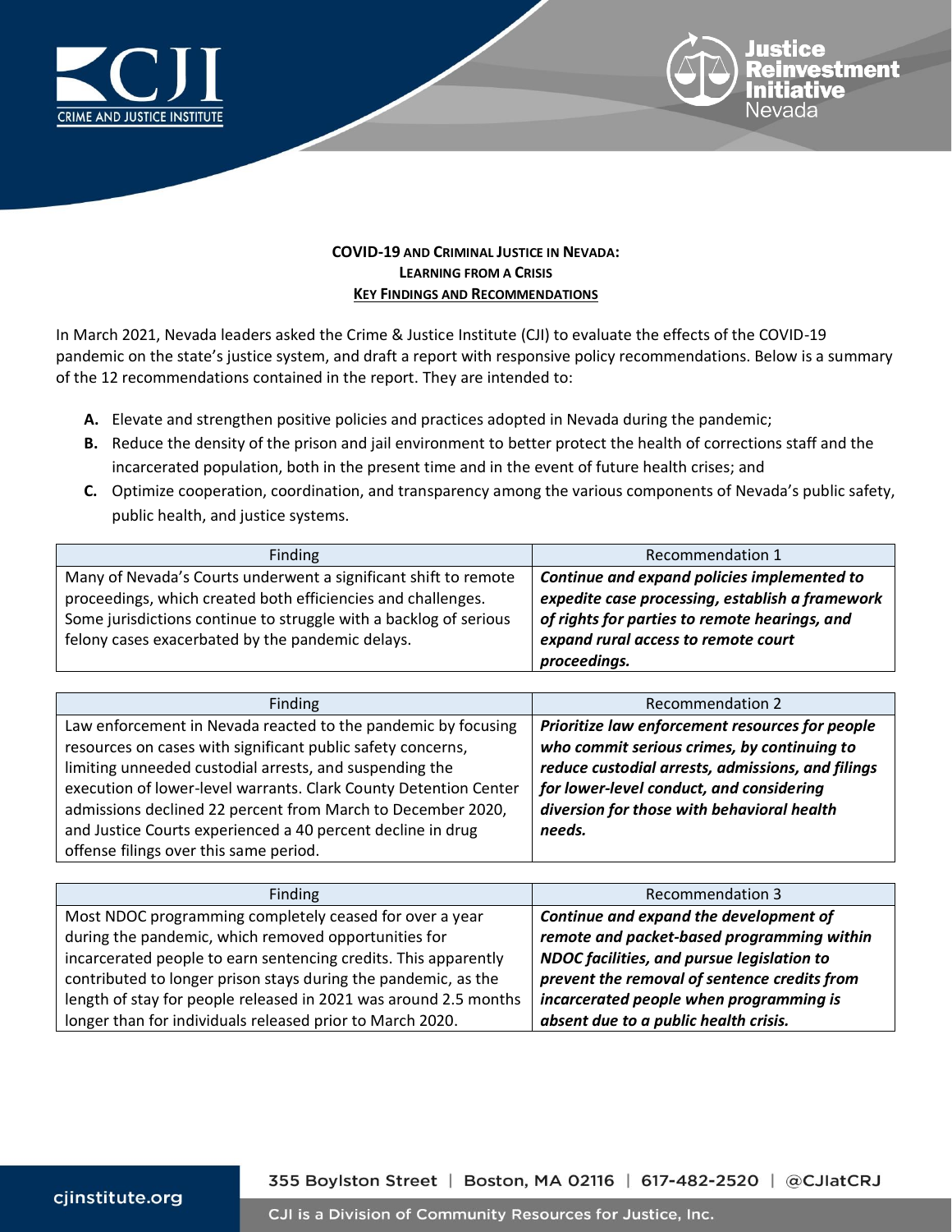# COVID-19 AND CRIMINAL JUSTICE IN NEVADA: LEARNING FROM A CRISIS

## KEY FINDINGS AND RECOMMENDATIONS

In March 2021, Nevada leaders asked the Crime & Justice Institute (CJI) to evaluate the effects of the COVID-19 pandemic on the state's justice system, and draft a report with responsive policy recommendations. Below is a summary of the 12 recommendations contained in the report. They are intended to:

- **A.** Elevate and strengthen positive policies and practices adopted in Nevada during the pandemic;
- **B.** Reduce the density of the prison and jail environment to better protect the health of corrections staff and the incarcerated population, both in the present time and in the event of future health crises; and
- **C.** Optimize cooperation, coordination, and transparency among the various components of Nevada's public safety, public health, and justice systems.

| Finding | Recommendation 1 |
| --- | --- |
| Many of Nevada's Courts underwent a significant shift to remote proceedings, which created both efficiencies and challenges. Some jurisdictions continue to struggle with a backlog of serious felony cases exacerbated by the pandemic delays. | ***Continue and expand policies implemented to expedite case processing, establish a framework of rights for parties to remote hearings, and expand rural access to remote court proceedings.*** |

| Finding | Recommendation 2 |
| --- | --- |
| Law enforcement in Nevada reacted to the pandemic by focusing resources on cases with significant public safety concerns, limiting unneeded custodial arrests, and suspending the execution of lower-level warrants. Clark County Detention Center admissions declined 22 percent from March to December 2020, and Justice Courts experienced a 40 percent decline in drug offense filings over this same period. | ***Prioritize law enforcement resources for people who commit serious crimes, by continuing to reduce custodial arrests, admissions, and filings for lower-level conduct, and considering diversion for those with behavioral health needs.*** |

| Finding | Recommendation 3 |
| --- | --- |
| Most NDOC programming completely ceased for over a year during the pandemic, which removed opportunities for incarcerated people to earn sentencing credits. This apparently contributed to longer prison stays during the pandemic, as the length of stay for people released in 2021 was around 2.5 months longer than for individuals released prior to March 2020. | ***Continue and expand the development of remote and packet-based programming within NDOC facilities, and pursue legislation to prevent the removal of sentence credits from incarcerated people when programming is absent due to a public health crisis.*** |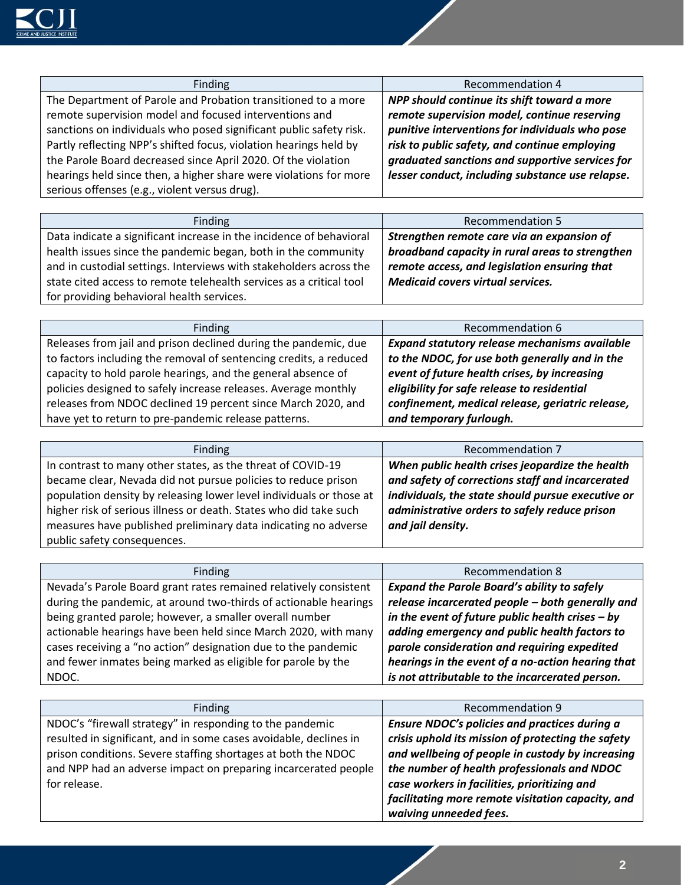| Finding | Recommendation 4 |
| --- | --- |
| The Department of Parole and Probation transitioned to a more remote supervision model and focused interventions and sanctions on individuals who posed significant public safety risk. Partly reflecting NPP's shifted focus, violation hearings held by the Parole Board decreased since April 2020. Of the violation hearings held since then, a higher share were violations for more serious offenses (e.g., violent versus drug). | ***NPP should continue its shift toward a more remote supervision model, continue reserving punitive interventions for individuals who pose risk to public safety, and continue employing graduated sanctions and supportive services for lesser conduct, including substance use relapse.*** |

| Finding | Recommendation 5 |
| --- | --- |
| Data indicate a significant increase in the incidence of behavioral health issues since the pandemic began, both in the community and in custodial settings. Interviews with stakeholders across the state cited access to remote telehealth services as a critical tool for providing behavioral health services. | ***Strengthen remote care via an expansion of broadband capacity in rural areas to strengthen remote access, and legislation ensuring that Medicaid covers virtual services.*** |

| Finding | Recommendation 6 |
| --- | --- |
| Releases from jail and prison declined during the pandemic, due to factors including the removal of sentencing credits, a reduced capacity to hold parole hearings, and the general absence of policies designed to safely increase releases. Average monthly releases from NDOC declined 19 percent since March 2020, and have yet to return to pre-pandemic release patterns. | ***Expand statutory release mechanisms available to the NDOC, for use both generally and in the event of future health crises, by increasing eligibility for safe release to residential confinement, medical release, geriatric release, and temporary furlough.*** |

| Finding | Recommendation 7 |
| --- | --- |
| In contrast to many other states, as the threat of COVID-19 became clear, Nevada did not pursue policies to reduce prison population density by releasing lower level individuals or those at higher risk of serious illness or death. States who did take such measures have published preliminary data indicating no adverse public safety consequences. | ***When public health crises jeopardize the health and safety of corrections staff and incarcerated individuals, the state should pursue executive or administrative orders to safely reduce prison and jail density.*** |

| Finding | Recommendation 8 |
| --- | --- |
| Nevada's Parole Board grant rates remained relatively consistent during the pandemic, at around two-thirds of actionable hearings being granted parole; however, a smaller overall number actionable hearings have been held since March 2020, with many cases receiving a "no action" designation due to the pandemic and fewer inmates being marked as eligible for parole by the NDOC. | ***Expand the Parole Board's ability to safely release incarcerated people – both generally and in the event of future public health crises – by adding emergency and public health factors to parole consideration and requiring expedited hearings in the event of a no-action hearing that is not attributable to the incarcerated person.*** |

| Finding | Recommendation 9 |
| --- | --- |
| NDOC's "firewall strategy" in responding to the pandemic resulted in significant, and in some cases avoidable, declines in prison conditions. Severe staffing shortages at both the NDOC and NPP had an adverse impact on preparing incarcerated people for release. | ***Ensure NDOC's policies and practices during a crisis uphold its mission of protecting the safety and wellbeing of people in custody by increasing the number of health professionals and NDOC case workers in facilities, prioritizing and facilitating more remote visitation capacity, and waiving unneeded fees.*** |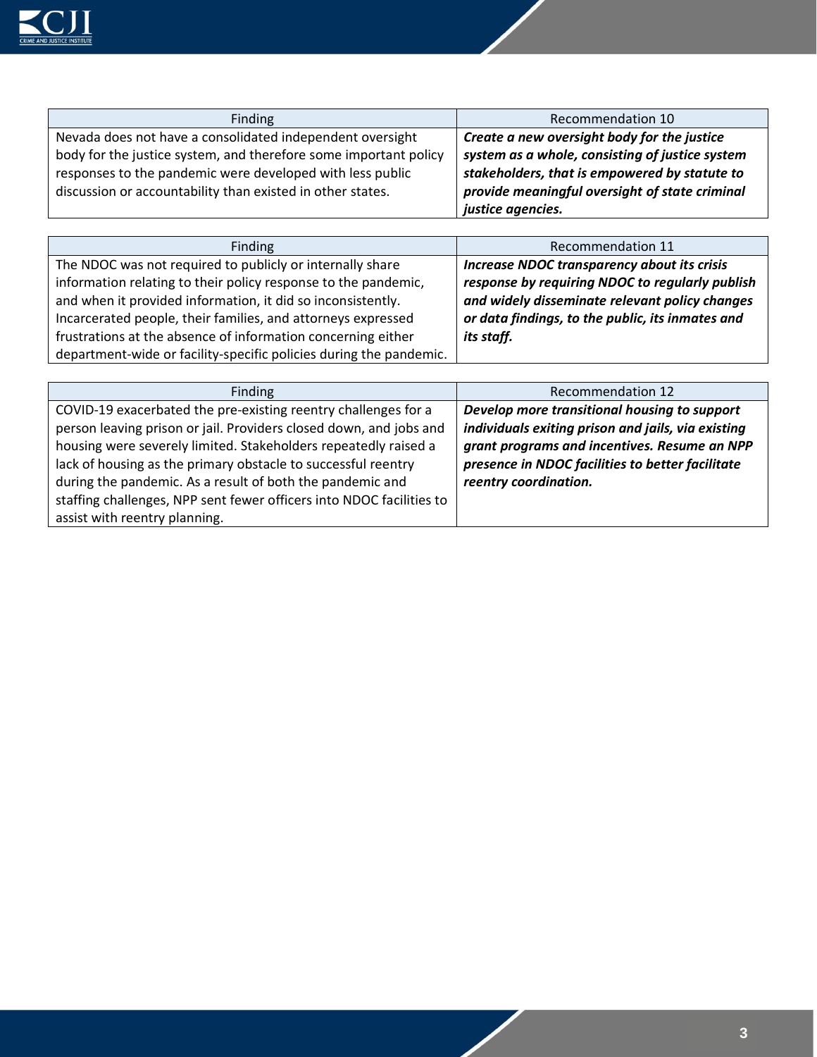| Finding | Recommendation 10 |
| --- | --- |
| Nevada does not have a consolidated independent oversight body for the justice system, and therefore some important policy responses to the pandemic were developed with less public discussion or accountability than existed in other states. | ***Create a new oversight body for the justice system as a whole, consisting of justice system stakeholders, that is empowered by statute to provide meaningful oversight of state criminal justice agencies.*** |

| Finding | Recommendation 11 |
| --- | --- |
| The NDOC was not required to publicly or internally share information relating to their policy response to the pandemic, and when it provided information, it did so inconsistently. Incarcerated people, their families, and attorneys expressed frustrations at the absence of information concerning either department-wide or facility-specific policies during the pandemic. | ***Increase NDOC transparency about its crisis response by requiring NDOC to regularly publish and widely disseminate relevant policy changes or data findings, to the public, its inmates and its staff.*** |

| Finding | Recommendation 12 |
| --- | --- |
| COVID-19 exacerbated the pre-existing reentry challenges for a person leaving prison or jail. Providers closed down, and jobs and housing were severely limited. Stakeholders repeatedly raised a lack of housing as the primary obstacle to successful reentry during the pandemic. As a result of both the pandemic and staffing challenges, NPP sent fewer officers into NDOC facilities to assist with reentry planning. | ***Develop more transitional housing to support individuals exiting prison and jails, via existing grant programs and incentives. Resume an NPP presence in NDOC facilities to better facilitate reentry coordination.*** |